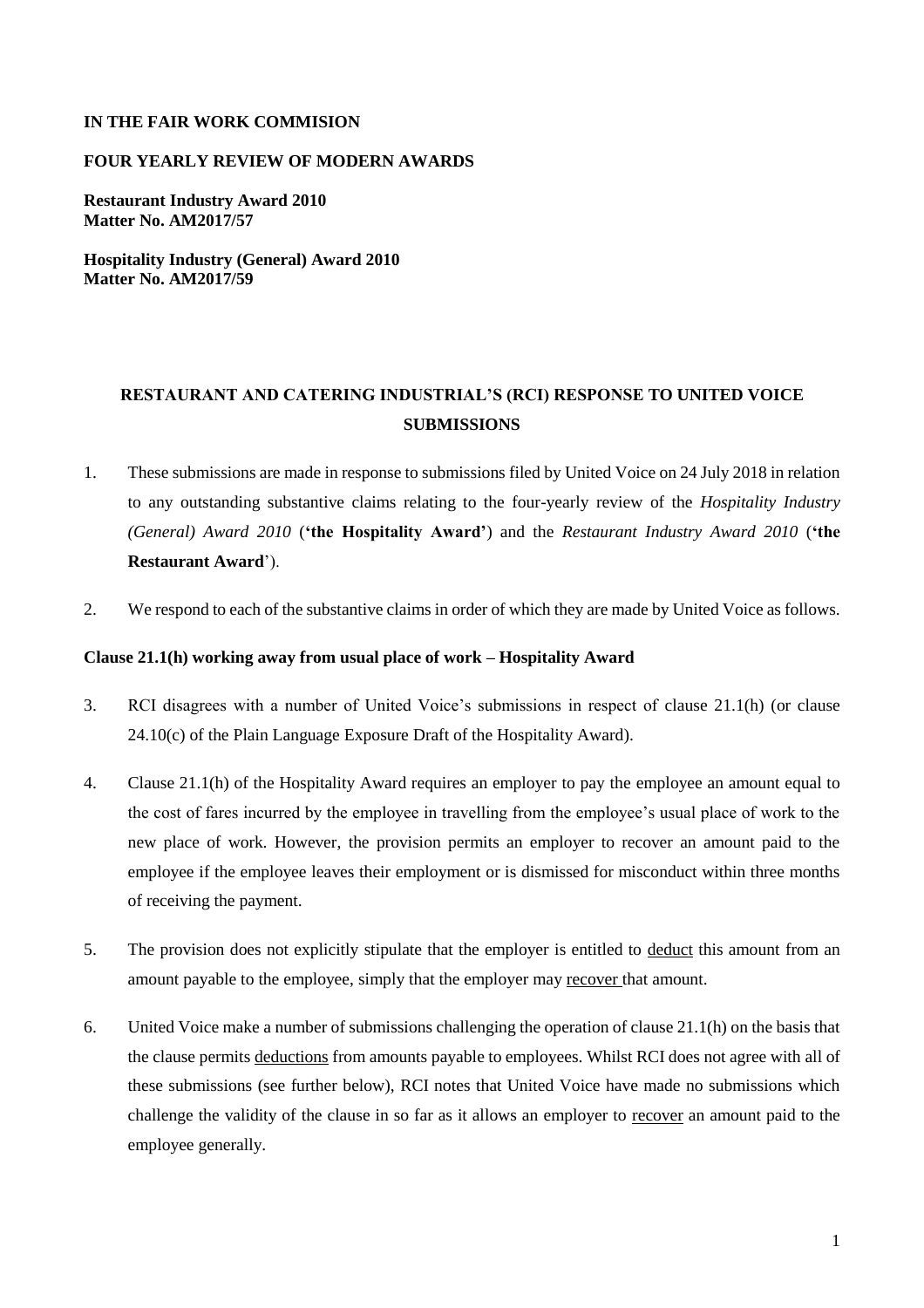**IN THE FAIR WORK COMMISION**

**FOUR YEARLY REVIEW OF MODERN AWARDS**

**Restaurant Industry Award 2010**
**Matter No. AM2017/57**

**Hospitality Industry (General) Award 2010**
**Matter No. AM2017/59**

**RESTAURANT AND CATERING INDUSTRIAL'S (RCI) RESPONSE TO UNITED VOICE SUBMISSIONS**

1. These submissions are made in response to submissions filed by United Voice on 24 July 2018 in relation to any outstanding substantive claims relating to the four-yearly review of the *Hospitality Industry (General) Award 2010* (**'the Hospitality Award'**) and the *Restaurant Industry Award 2010* (**'the Restaurant Award**').

2. We respond to each of the substantive claims in order of which they are made by United Voice as follows.

**Clause 21.1(h) working away from usual place of work – Hospitality Award**

3. RCI disagrees with a number of United Voice's submissions in respect of clause 21.1(h) (or clause 24.10(c) of the Plain Language Exposure Draft of the Hospitality Award).

4. Clause 21.1(h) of the Hospitality Award requires an employer to pay the employee an amount equal to the cost of fares incurred by the employee in travelling from the employee's usual place of work to the new place of work. However, the provision permits an employer to recover an amount paid to the employee if the employee leaves their employment or is dismissed for misconduct within three months of receiving the payment.

5. The provision does not explicitly stipulate that the employer is entitled to <u>deduct</u> this amount from an amount payable to the employee, simply that the employer may <u>recover</u> that amount.

6. United Voice make a number of submissions challenging the operation of clause 21.1(h) on the basis that the clause permits <u>deductions</u> from amounts payable to employees. Whilst RCI does not agree with all of these submissions (see further below), RCI notes that United Voice have made no submissions which challenge the validity of the clause in so far as it allows an employer to <u>recover</u> an amount paid to the employee generally.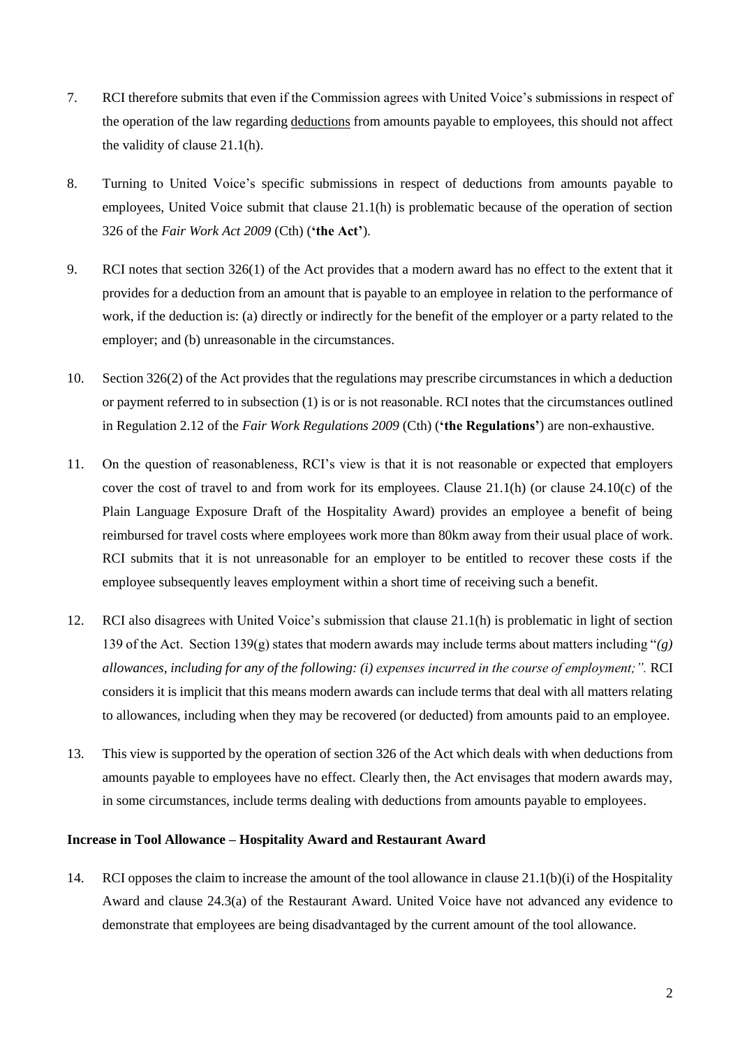7. RCI therefore submits that even if the Commission agrees with United Voice's submissions in respect of the operation of the law regarding deductions from amounts payable to employees, this should not affect the validity of clause 21.1(h).

8. Turning to United Voice's specific submissions in respect of deductions from amounts payable to employees, United Voice submit that clause 21.1(h) is problematic because of the operation of section 326 of the *Fair Work Act 2009* (Cth) (**'the Act'**).

9. RCI notes that section 326(1) of the Act provides that a modern award has no effect to the extent that it provides for a deduction from an amount that is payable to an employee in relation to the performance of work, if the deduction is: (a) directly or indirectly for the benefit of the employer or a party related to the employer; and (b) unreasonable in the circumstances.

10. Section 326(2) of the Act provides that the regulations may prescribe circumstances in which a deduction or payment referred to in subsection (1) is or is not reasonable. RCI notes that the circumstances outlined in Regulation 2.12 of the *Fair Work Regulations 2009* (Cth) (**'the Regulations'**) are non-exhaustive.

11. On the question of reasonableness, RCI's view is that it is not reasonable or expected that employers cover the cost of travel to and from work for its employees. Clause 21.1(h) (or clause 24.10(c) of the Plain Language Exposure Draft of the Hospitality Award) provides an employee a benefit of being reimbursed for travel costs where employees work more than 80km away from their usual place of work. RCI submits that it is not unreasonable for an employer to be entitled to recover these costs if the employee subsequently leaves employment within a short time of receiving such a benefit.

12. RCI also disagrees with United Voice's submission that clause 21.1(h) is problematic in light of section 139 of the Act. Section 139(g) states that modern awards may include terms about matters including "*(g) allowances, including for any of the following: (i) expenses incurred in the course of employment;".* RCI considers it is implicit that this means modern awards can include terms that deal with all matters relating to allowances, including when they may be recovered (or deducted) from amounts paid to an employee.

13. This view is supported by the operation of section 326 of the Act which deals with when deductions from amounts payable to employees have no effect. Clearly then, the Act envisages that modern awards may, in some circumstances, include terms dealing with deductions from amounts payable to employees.

**Increase in Tool Allowance – Hospitality Award and Restaurant Award**

14. RCI opposes the claim to increase the amount of the tool allowance in clause 21.1(b)(i) of the Hospitality Award and clause 24.3(a) of the Restaurant Award. United Voice have not advanced any evidence to demonstrate that employees are being disadvantaged by the current amount of the tool allowance.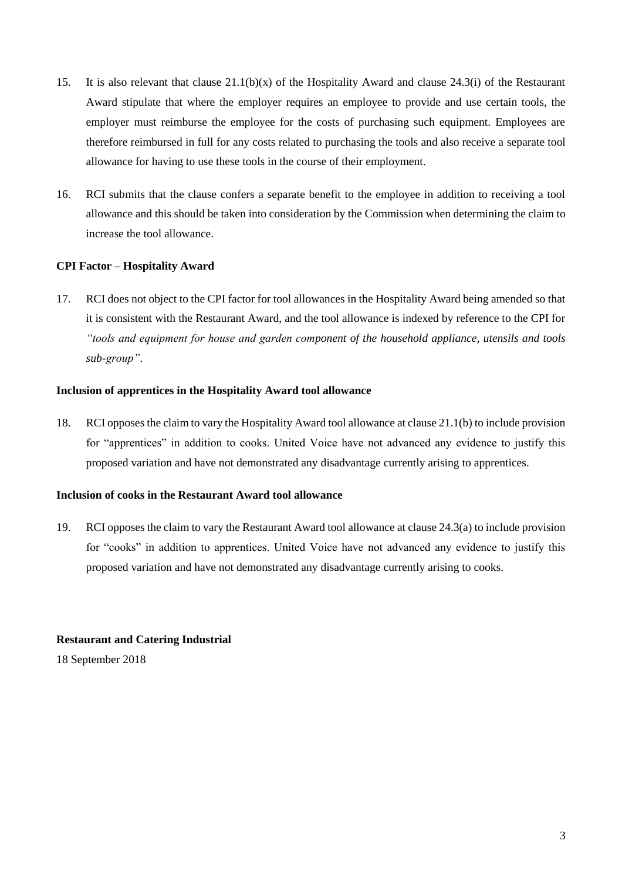15. It is also relevant that clause 21.1(b)(x) of the Hospitality Award and clause 24.3(i) of the Restaurant Award stipulate that where the employer requires an employee to provide and use certain tools, the employer must reimburse the employee for the costs of purchasing such equipment. Employees are therefore reimbursed in full for any costs related to purchasing the tools and also receive a separate tool allowance for having to use these tools in the course of their employment.

16. RCI submits that the clause confers a separate benefit to the employee in addition to receiving a tool allowance and this should be taken into consideration by the Commission when determining the claim to increase the tool allowance.

**CPI Factor – Hospitality Award**

17. RCI does not object to the CPI factor for tool allowances in the Hospitality Award being amended so that it is consistent with the Restaurant Award, and the tool allowance is indexed by reference to the CPI for *"tools and equipment for house and garden component of the household appliance, utensils and tools sub-group"*.

**Inclusion of apprentices in the Hospitality Award tool allowance**

18. RCI opposes the claim to vary the Hospitality Award tool allowance at clause 21.1(b) to include provision for "apprentices" in addition to cooks. United Voice have not advanced any evidence to justify this proposed variation and have not demonstrated any disadvantage currently arising to apprentices.

**Inclusion of cooks in the Restaurant Award tool allowance**

19. RCI opposes the claim to vary the Restaurant Award tool allowance at clause 24.3(a) to include provision for "cooks" in addition to apprentices. United Voice have not advanced any evidence to justify this proposed variation and have not demonstrated any disadvantage currently arising to cooks.

**Restaurant and Catering Industrial**

18 September 2018